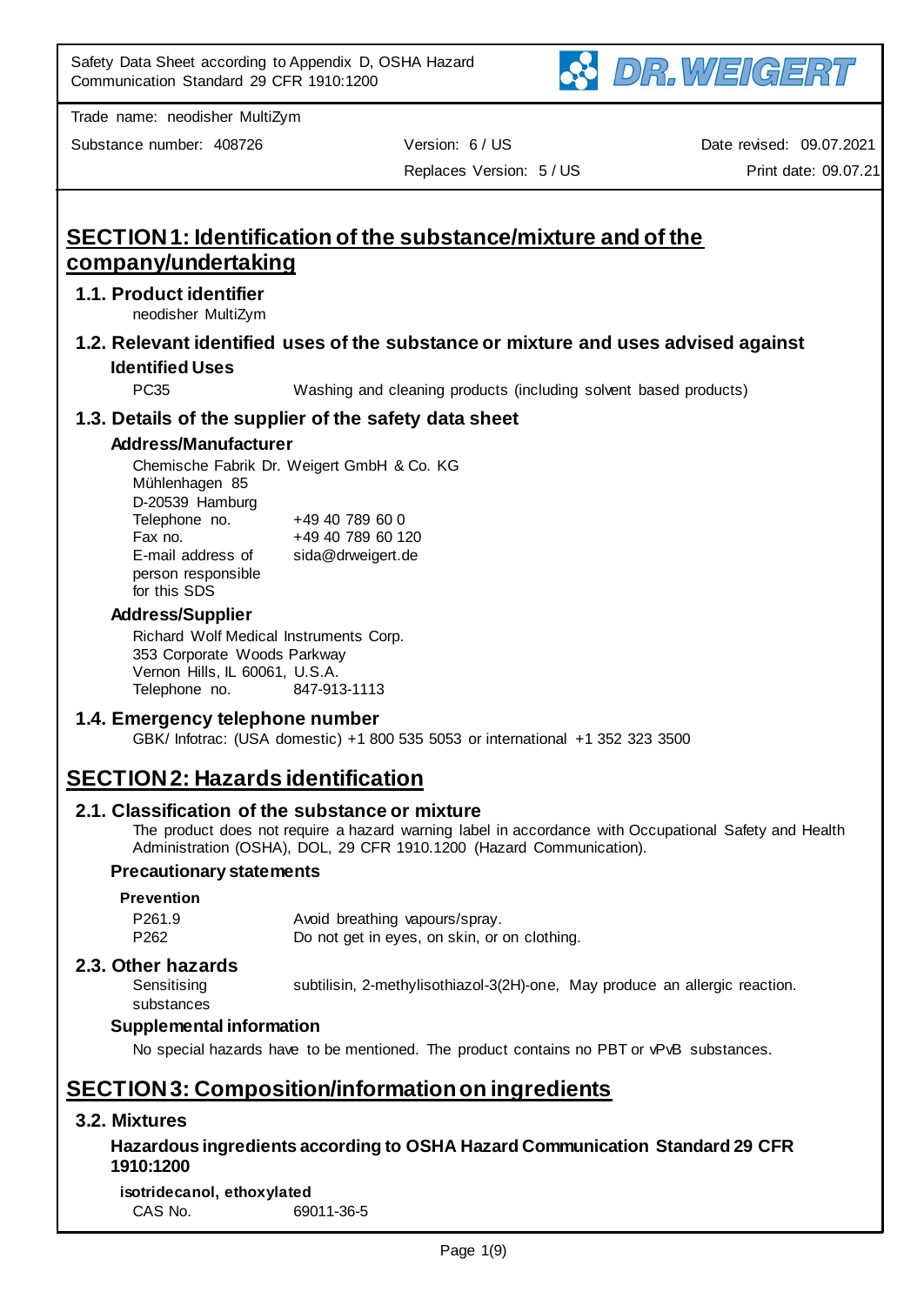Safety Data Sheet according to Appendix D, OSHA Hazard Communication Standard 29 CFR 1910:1200

Trade name: neodisher MultiZym

Substance number: 408726 | Version: 6 / US | Date revised: 09.07.2021
Replaces Version: 5 / US | Print date: 09.07.21

## SECTION 1: Identification of the substance/mixture and of the company/undertaking

### 1.1. Product identifier

neodisher MultiZym

### 1.2. Relevant identified uses of the substance or mixture and uses advised against

#### Identified Uses

PC35 Washing and cleaning products (including solvent based products)

### 1.3. Details of the supplier of the safety data sheet

#### Address/Manufacturer

Chemische Fabrik Dr. Weigert GmbH & Co. KG
Mühlenhagen 85
D-20539 Hamburg

Telephone no. +49 40 789 60 0
Fax no. +49 40 789 60 120
E-mail address of person responsible for this SDS sida@drweigert.de

#### Address/Supplier

Richard Wolf Medical Instruments Corp.
353 Corporate Woods Parkway
Vernon Hills, IL 60061, U.S.A.
Telephone no. 847-913-1113

### 1.4. Emergency telephone number

GBK/ Infotrac: (USA domestic) +1 800 535 5053 or international +1 352 323 3500

## SECTION 2: Hazards identification

### 2.1. Classification of the substance or mixture

The product does not require a hazard warning label in accordance with Occupational Safety and Health Administration (OSHA), DOL, 29 CFR 1910.1200 (Hazard Communication).

#### Precautionary statements

**Prevention**

P261.9 Avoid breathing vapours/spray.
P262 Do not get in eyes, on skin, or on clothing.

### 2.3. Other hazards

Sensitising substances: subtilisin, 2-methylisothiazol-3(2H)-one, May produce an allergic reaction.

#### Supplemental information

No special hazards have to be mentioned. The product contains no PBT or vPvB substances.

## SECTION 3: Composition/information on ingredients

### 3.2. Mixtures

#### Hazardous ingredients according to OSHA Hazard Communication Standard 29 CFR 1910:1200

**isotridecanol, ethoxylated**

CAS No. 69011-36-5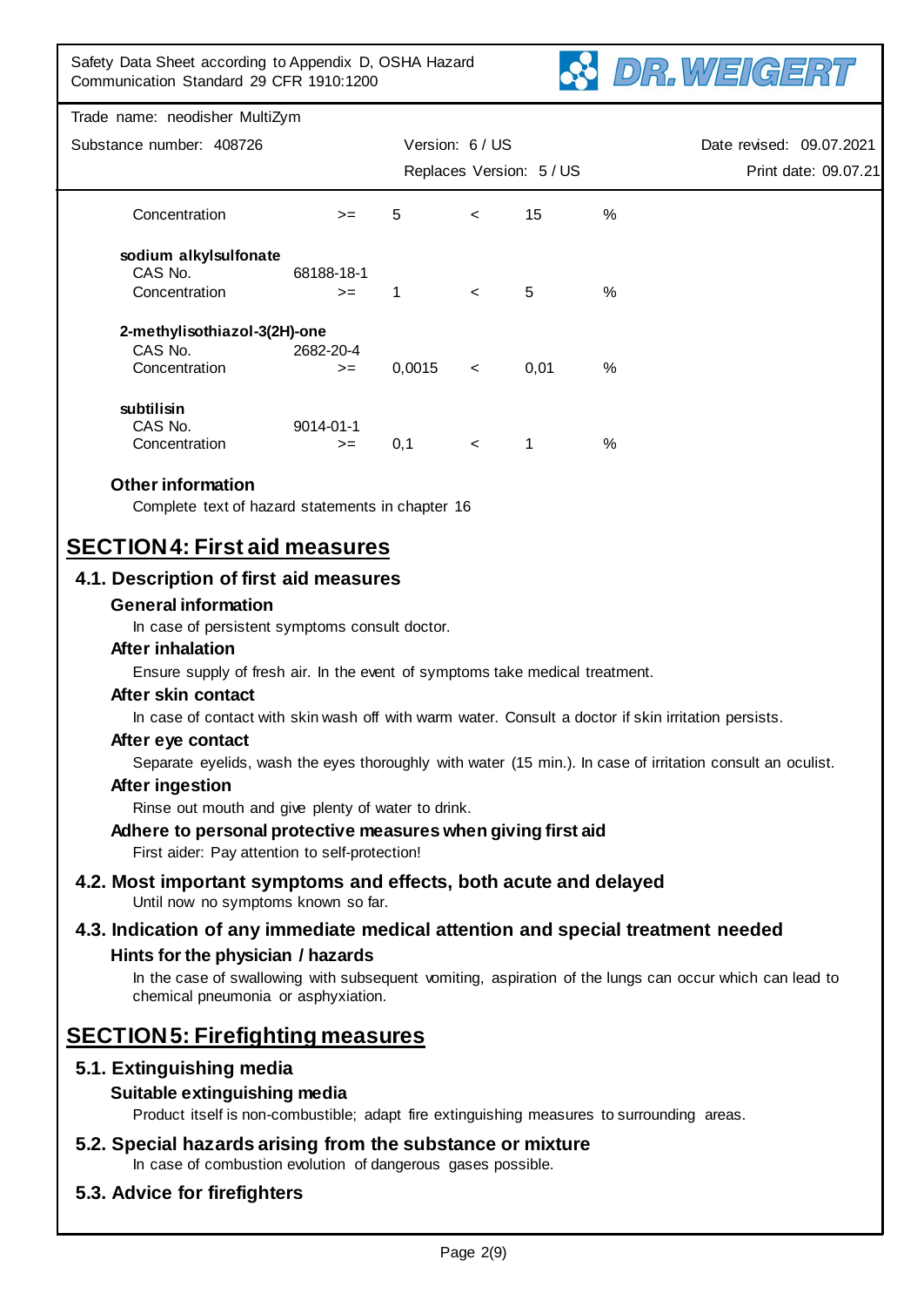| | | | | | |
|---|---|---|---|---|---|
| Concentration | >= | 5 | < | 15 | % |

**sodium alkylsulfonate**

| | | | | | |
|---|---|---|---|---|---|
| CAS No. | 68188-18-1 | | | | |
| Concentration | >= | 1 | < | 5 | % |

**2-methylisothiazol-3(2H)-one**

| | | | | | |
|---|---|---|---|---|---|
| CAS No. | 2682-20-4 | | | | |
| Concentration | >= | 0,0015 | < | 0,01 | % |

**subtilisin**

| | | | | | |
|---|---|---|---|---|---|
| CAS No. | 9014-01-1 | | | | |
| Concentration | >= | 0,1 | < | 1 | % |

### Other information

Complete text of hazard statements in chapter 16

# SECTION 4: First aid measures

## 4.1. Description of first aid measures

### General information

In case of persistent symptoms consult doctor.

### After inhalation

Ensure supply of fresh air. In the event of symptoms take medical treatment.

### After skin contact

In case of contact with skin wash off with warm water. Consult a doctor if skin irritation persists.

### After eye contact

Separate eyelids, wash the eyes thoroughly with water (15 min.). In case of irritation consult an oculist.

### After ingestion

Rinse out mouth and give plenty of water to drink.

### Adhere to personal protective measures when giving first aid

First aider: Pay attention to self-protection!

## 4.2. Most important symptoms and effects, both acute and delayed

Until now no symptoms known so far.

## 4.3. Indication of any immediate medical attention and special treatment needed

### Hints for the physician / hazards

In the case of swallowing with subsequent vomiting, aspiration of the lungs can occur which can lead to chemical pneumonia or asphyxiation.

# SECTION 5: Firefighting measures

## 5.1. Extinguishing media

### Suitable extinguishing media

Product itself is non-combustible; adapt fire extinguishing measures to surrounding areas.

## 5.2. Special hazards arising from the substance or mixture

In case of combustion evolution of dangerous gases possible.

## 5.3. Advice for firefighters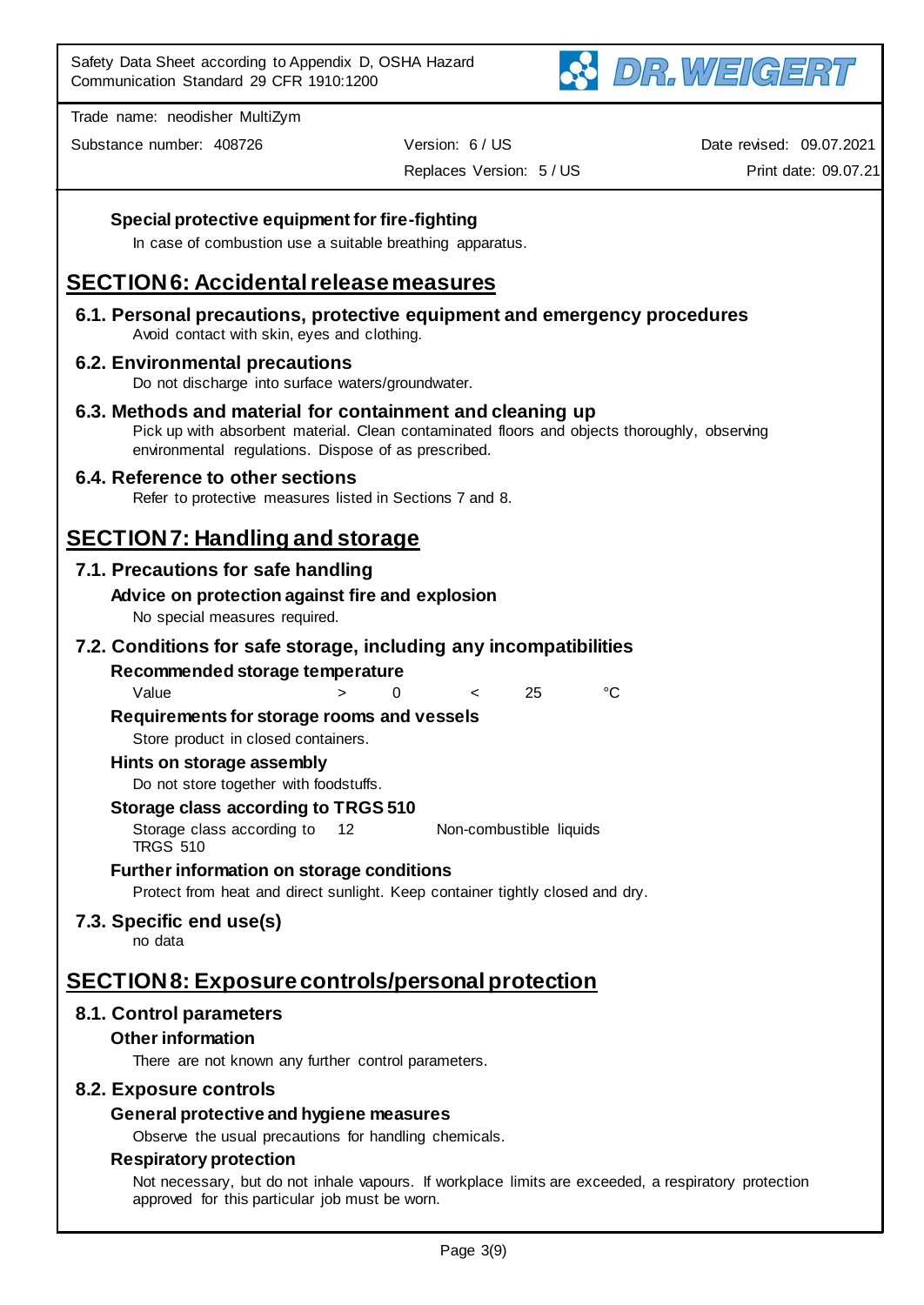### Special protective equipment for fire-fighting

In case of combustion use a suitable breathing apparatus.

## SECTION 6: Accidental release measures

### 6.1. Personal precautions, protective equipment and emergency procedures

Avoid contact with skin, eyes and clothing.

### 6.2. Environmental precautions

Do not discharge into surface waters/groundwater.

### 6.3. Methods and material for containment and cleaning up

Pick up with absorbent material. Clean contaminated floors and objects thoroughly, observing environmental regulations. Dispose of as prescribed.

### 6.4. Reference to other sections

Refer to protective measures listed in Sections 7 and 8.

## SECTION 7: Handling and storage

### 7.1. Precautions for safe handling

#### Advice on protection against fire and explosion

No special measures required.

### 7.2. Conditions for safe storage, including any incompatibilities

#### Recommended storage temperature

| Value | > | 0 | < | 25 | °C |
|---|---|---|---|---|---|

#### Requirements for storage rooms and vessels

Store product in closed containers.

#### Hints on storage assembly

Do not store together with foodstuffs.

#### Storage class according to TRGS 510

| Storage class according to TRGS 510 | 12 | Non-combustible liquids |
|---|---|---|

#### Further information on storage conditions

Protect from heat and direct sunlight. Keep container tightly closed and dry.

### 7.3. Specific end use(s)

no data

## SECTION 8: Exposure controls/personal protection

### 8.1. Control parameters

#### Other information

There are not known any further control parameters.

### 8.2. Exposure controls

#### General protective and hygiene measures

Observe the usual precautions for handling chemicals.

#### Respiratory protection

Not necessary, but do not inhale vapours. If workplace limits are exceeded, a respiratory protection approved for this particular job must be worn.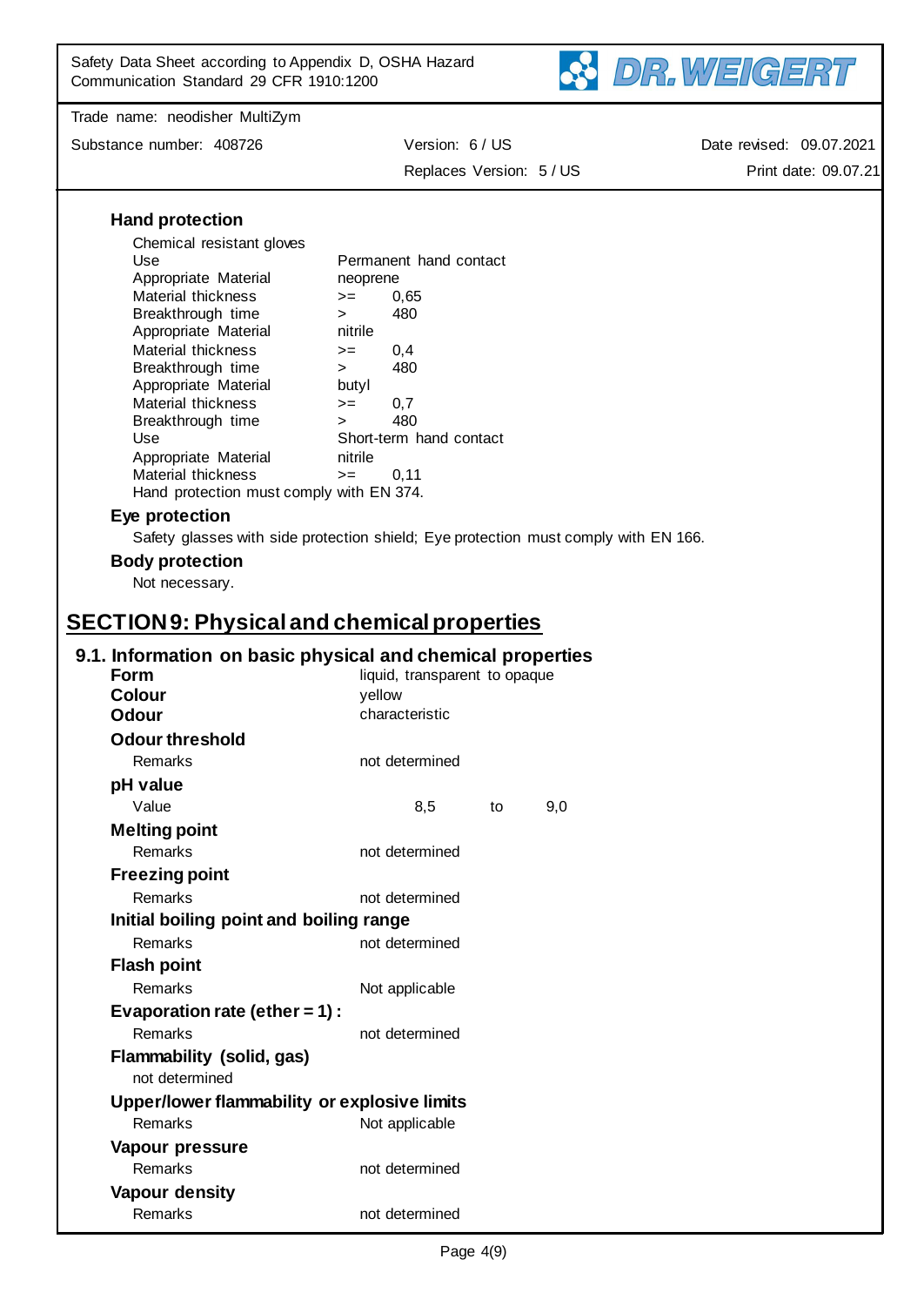#### Hand protection

Chemical resistant gloves

| | | |
|---|---|---|
| Use | Permanent hand contact | |
| Appropriate Material | neoprene | |
| Material thickness | >= | 0,65 |
| Breakthrough time | > | 480 |
| Appropriate Material | nitrile | |
| Material thickness | >= | 0,4 |
| Breakthrough time | > | 480 |
| Appropriate Material | butyl | |
| Material thickness | >= | 0,7 |
| Breakthrough time | > | 480 |
| Use | Short-term hand contact | |
| Appropriate Material | nitrile | |
| Material thickness | >= | 0,11 |

Hand protection must comply with EN 374.

#### Eye protection

Safety glasses with side protection shield; Eye protection must comply with EN 166.

#### Body protection

Not necessary.

## SECTION 9: Physical and chemical properties

### 9.1. Information on basic physical and chemical properties

**Form** liquid, transparent to opaque

**Colour** yellow

**Odour** characteristic

**Odour threshold**

Remarks not determined

**pH value**

Value 8,5 to 9,0

**Melting point**

Remarks not determined

**Freezing point**

Remarks not determined

**Initial boiling point and boiling range**

Remarks not determined

**Flash point**

Remarks Not applicable

**Evaporation rate (ether = 1) :**

Remarks not determined

**Flammability (solid, gas)**

not determined

**Upper/lower flammability or explosive limits**

Remarks Not applicable

**Vapour pressure**

Remarks not determined

**Vapour density**

Remarks not determined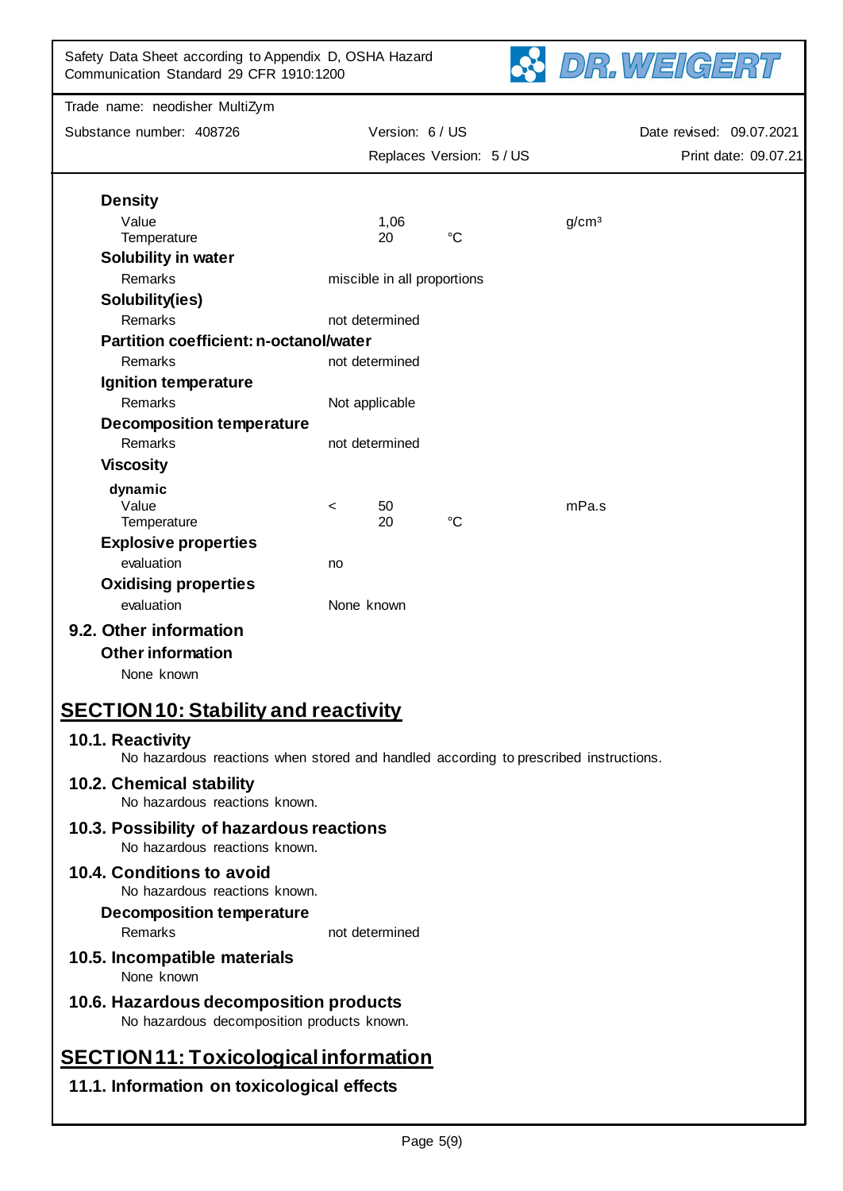**Density**

| | | | |
|---|---|---|---|
| Value | | 1,06 | g/cm³ |
| Temperature | | 20 °C | |

**Solubility in water**

Remarks: miscible in all proportions

**Solubility(ies)**

Remarks: not determined

**Partition coefficient: n-octanol/water**

Remarks: not determined

**Ignition temperature**

Remarks: Not applicable

**Decomposition temperature**

Remarks: not determined

**Viscosity**

**dynamic**

| | | | |
|---|---|---|---|
| Value | < | 50 | mPa.s |
| Temperature | | 20 °C | |

**Explosive properties**

evaluation: no

**Oxidising properties**

evaluation: None known

### 9.2. Other information

**Other information**

None known

## SECTION 10: Stability and reactivity

### 10.1. Reactivity

No hazardous reactions when stored and handled according to prescribed instructions.

### 10.2. Chemical stability

No hazardous reactions known.

### 10.3. Possibility of hazardous reactions

No hazardous reactions known.

### 10.4. Conditions to avoid

No hazardous reactions known.

**Decomposition temperature**

Remarks: not determined

### 10.5. Incompatible materials

None known

### 10.6. Hazardous decomposition products

No hazardous decomposition products known.

## SECTION 11: Toxicological information

### 11.1. Information on toxicological effects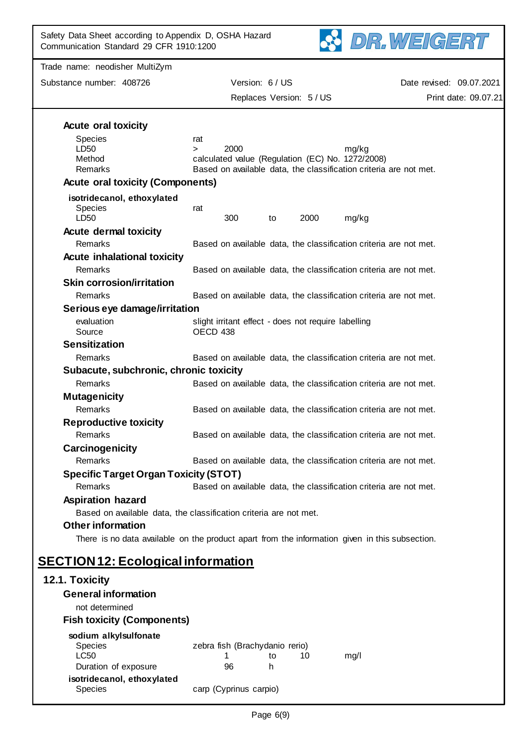### Acute oral toxicity

| | |
|---|---|
| Species | rat |
| LD50 | > 2000 mg/kg |
| Method | calculated value (Regulation (EC) No. 1272/2008) |
| Remarks | Based on available data, the classification criteria are not met. |

### Acute oral toxicity (Components)

**isotridecanol, ethoxylated**

| | |
|---|---|
| Species | rat |
| LD50 | 300 to 2000 mg/kg |

### Acute dermal toxicity

| | |
|---|---|
| Remarks | Based on available data, the classification criteria are not met. |

### Acute inhalational toxicity

| | |
|---|---|
| Remarks | Based on available data, the classification criteria are not met. |

### Skin corrosion/irritation

| | |
|---|---|
| Remarks | Based on available data, the classification criteria are not met. |

### Serious eye damage/irritation

| | |
|---|---|
| evaluation | slight irritant effect - does not require labelling |
| Source | OECD 438 |

### Sensitization

| | |
|---|---|
| Remarks | Based on available data, the classification criteria are not met. |

### Subacute, subchronic, chronic toxicity

| | |
|---|---|
| Remarks | Based on available data, the classification criteria are not met. |

### Mutagenicity

| | |
|---|---|
| Remarks | Based on available data, the classification criteria are not met. |

### Reproductive toxicity

| | |
|---|---|
| Remarks | Based on available data, the classification criteria are not met. |

### Carcinogenicity

| | |
|---|---|
| Remarks | Based on available data, the classification criteria are not met. |

### Specific Target Organ Toxicity (STOT)

| | |
|---|---|
| Remarks | Based on available data, the classification criteria are not met. |

### Aspiration hazard

Based on available data, the classification criteria are not met.

### Other information

There is no data available on the product apart from the information given in this subsection.

# SECTION 12: Ecological information

## 12.1. Toxicity

### General information

not determined

### Fish toxicity (Components)

**sodium alkylsulfonate**

| | |
|---|---|
| Species | zebra fish (Brachydanio rerio) |
| LC50 | 1 to 10 mg/l |
| Duration of exposure | 96 h |

**isotridecanol, ethoxylated**

| | |
|---|---|
| Species | carp (Cyprinus carpio) |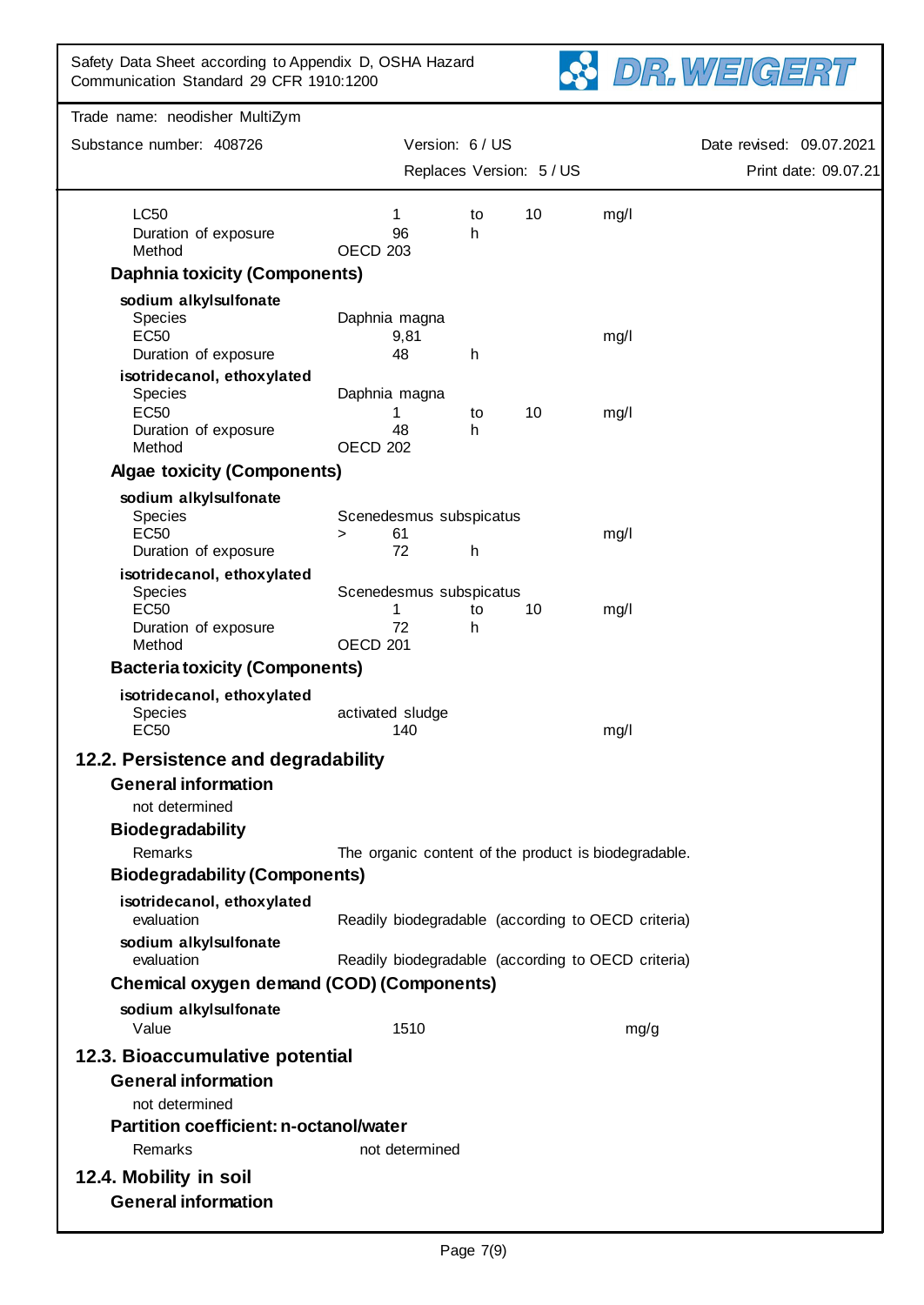| | | | | |
|---|---|---|---|---|
| LC50 | 1 | to | 10 | mg/l |
| Duration of exposure | 96 | h | | |
| Method | OECD 203 | | | |

### Daphnia toxicity (Components)

**sodium alkylsulfonate**

| | | | | |
|---|---|---|---|---|
| Species | Daphnia magna | | | |
| EC50 | 9,81 | | | mg/l |
| Duration of exposure | 48 | h | | |

**isotridecanol, ethoxylated**

| | | | | |
|---|---|---|---|---|
| Species | Daphnia magna | | | |
| EC50 | 1 | to | 10 | mg/l |
| Duration of exposure | 48 | h | | |
| Method | OECD 202 | | | |

### Algae toxicity (Components)

**sodium alkylsulfonate**

| | | | | |
|---|---|---|---|---|
| Species | Scenedesmus subspicatus | | | |
| EC50 | > 61 | | | mg/l |
| Duration of exposure | 72 | h | | |

**isotridecanol, ethoxylated**

| | | | | |
|---|---|---|---|---|
| Species | Scenedesmus subspicatus | | | |
| EC50 | 1 | to | 10 | mg/l |
| Duration of exposure | 72 | h | | |
| Method | OECD 201 | | | |

### Bacteria toxicity (Components)

**isotridecanol, ethoxylated**

| | | |
|---|---|---|
| Species | activated sludge | |
| EC50 | 140 | mg/l |

## 12.2. Persistence and degradability

### General information

not determined

### Biodegradability

| | |
|---|---|
| Remarks | The organic content of the product is biodegradable. |

### Biodegradability (Components)

**isotridecanol, ethoxylated**

| | |
|---|---|
| evaluation | Readily biodegradable (according to OECD criteria) |

**sodium alkylsulfonate**

| | |
|---|---|
| evaluation | Readily biodegradable (according to OECD criteria) |

### Chemical oxygen demand (COD) (Components)

**sodium alkylsulfonate**

| | | |
|---|---|---|
| Value | 1510 | mg/g |

## 12.3. Bioaccumulative potential

### General information

not determined

### Partition coefficient: n-octanol/water

| | |
|---|---|
| Remarks | not determined |

## 12.4. Mobility in soil

### General information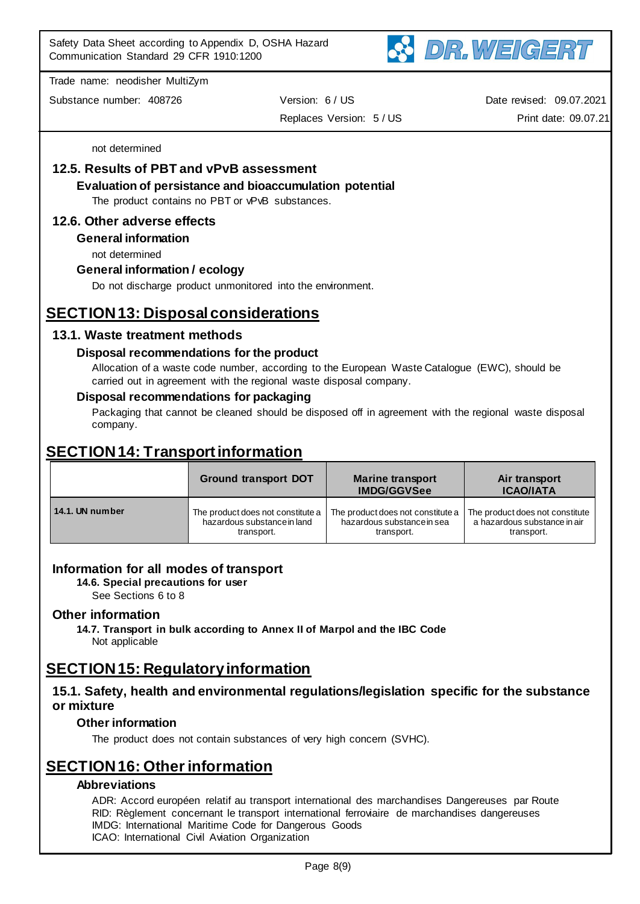not determined

### 12.5. Results of PBT and vPvB assessment

#### Evaluation of persistance and bioaccumulation potential

The product contains no PBT or vPvB substances.

### 12.6. Other adverse effects

#### General information

not determined

#### General information / ecology

Do not discharge product unmonitored into the environment.

## SECTION 13: Disposal considerations

### 13.1. Waste treatment methods

#### Disposal recommendations for the product

Allocation of a waste code number, according to the European Waste Catalogue (EWC), should be carried out in agreement with the regional waste disposal company.

#### Disposal recommendations for packaging

Packaging that cannot be cleaned should be disposed off in agreement with the regional waste disposal company.

## SECTION 14: Transport information

| | Ground transport DOT | Marine transport IMDG/GGVSee | Air transport ICAO/IATA |
|---|---|---|---|
| 14.1. UN number | The product does not constitute a hazardous substance in land transport. | The product does not constitute a hazardous substance in sea transport. | The product does not constitute a hazardous substance in air transport. |

### Information for all modes of transport

**14.6. Special precautions for user**

See Sections 6 to 8

### Other information

**14.7. Transport in bulk according to Annex II of Marpol and the IBC Code**

Not applicable

## SECTION 15: Regulatory information

### 15.1. Safety, health and environmental regulations/legislation specific for the substance or mixture

#### Other information

The product does not contain substances of very high concern (SVHC).

## SECTION 16: Other information

#### Abbreviations

ADR: Accord européen relatif au transport international des marchandises Dangereuses par Route
RID: Règlement concernant le transport international ferroviaire de marchandises dangereuses
IMDG: International Maritime Code for Dangerous Goods
ICAO: International Civil Aviation Organization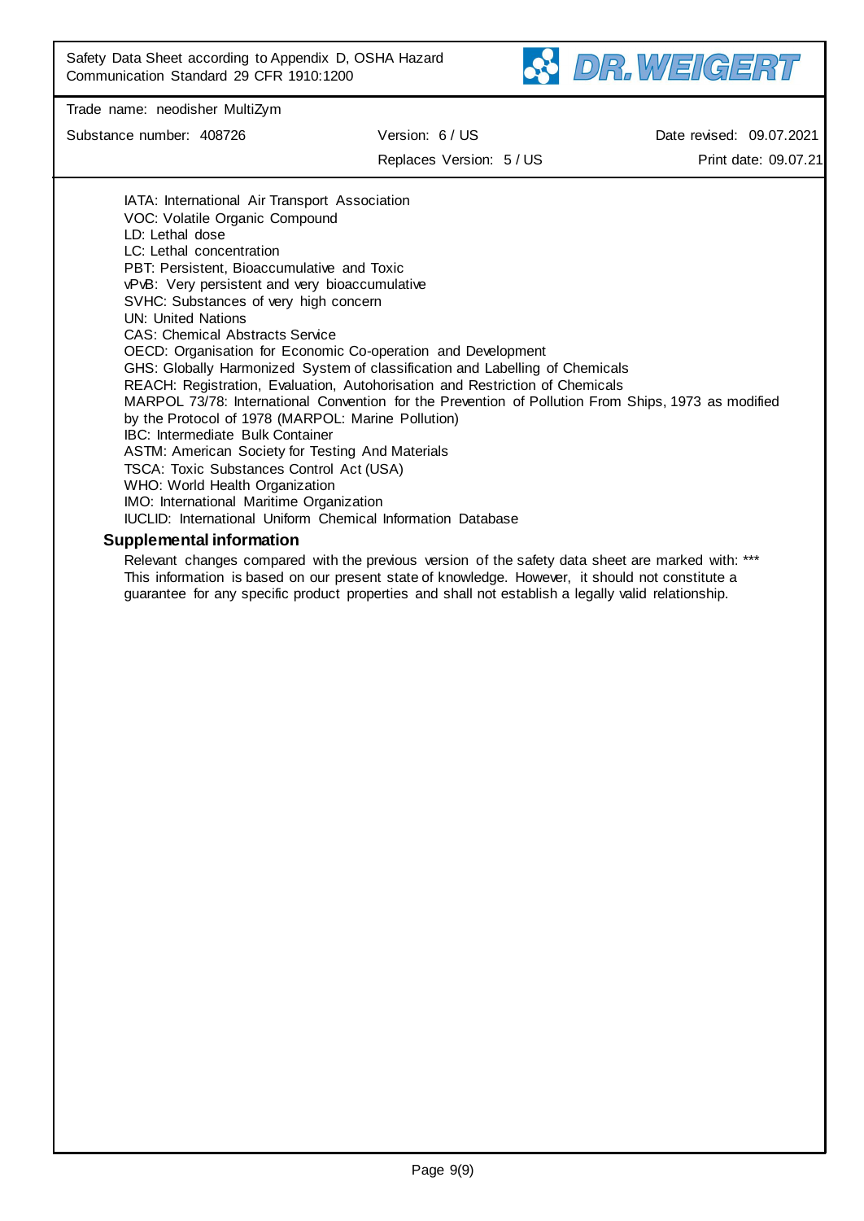IATA: International Air Transport Association
VOC: Volatile Organic Compound
LD: Lethal dose
LC: Lethal concentration
PBT: Persistent, Bioaccumulative and Toxic
vPvB: Very persistent and very bioaccumulative
SVHC: Substances of very high concern
UN: United Nations
CAS: Chemical Abstracts Service
OECD: Organisation for Economic Co-operation and Development
GHS: Globally Harmonized System of classification and Labelling of Chemicals
REACH: Registration, Evaluation, Autohorisation and Restriction of Chemicals
MARPOL 73/78: International Convention for the Prevention of Pollution From Ships, 1973 as modified by the Protocol of 1978 (MARPOL: Marine Pollution)
IBC: Intermediate Bulk Container
ASTM: American Society for Testing And Materials
TSCA: Toxic Substances Control Act (USA)
WHO: World Health Organization
IMO: International Maritime Organization
IUCLID: International Uniform Chemical Information Database

## Supplemental information

Relevant changes compared with the previous version of the safety data sheet are marked with: ***
This information is based on our present state of knowledge. However, it should not constitute a guarantee for any specific product properties and shall not establish a legally valid relationship.